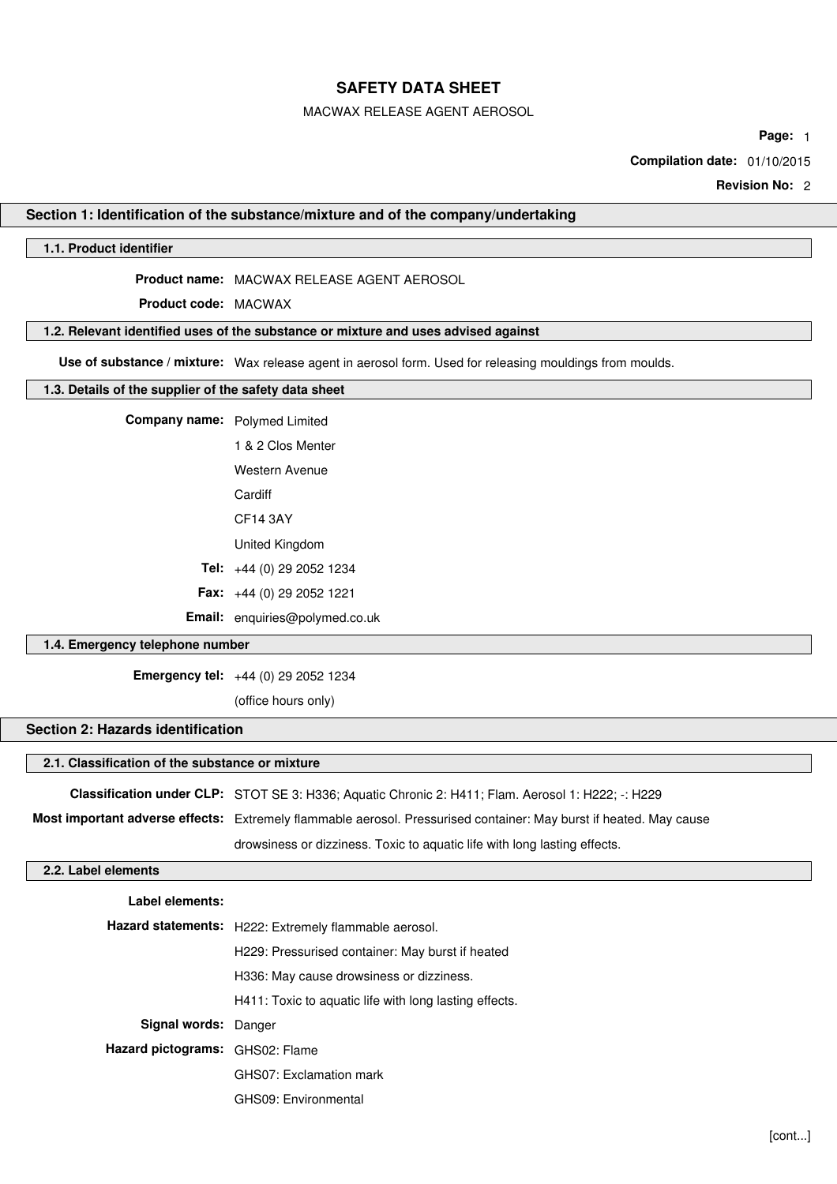# SAFETY DATA SHEET

MACWAX RELEASE AGENT AEROSOL

**Compilation date:** 01/10/2015

**Revision No:** 2

## Section 1: Identification of the substance/mixture and of the company/undertaking

### 1.1. Product identifier

**Product name:** MACWAX RELEASE AGENT AEROSOL

**Product code:** MACWAX

### 1.2. Relevant identified uses of the substance or mixture and uses advised against

**Use of substance / mixture:** Wax release agent in aerosol form. Used for releasing mouldings from moulds.

### 1.3. Details of the supplier of the safety data sheet

**Company name:** Polymed Limited

1 & 2 Clos Menter

Western Avenue

Cardiff

CF14 3AY

United Kingdom

**Tel:** +44 (0) 29 2052 1234

**Fax:** +44 (0) 29 2052 1221

**Email:** enquiries@polymed.co.uk

### 1.4. Emergency telephone number

**Emergency tel:** +44 (0) 29 2052 1234

(office hours only)

## Section 2: Hazards identification

### 2.1. Classification of the substance or mixture

**Classification under CLP:** STOT SE 3: H336; Aquatic Chronic 2: H411; Flam. Aerosol 1: H222; -: H229

**Most important adverse effects:** Extremely flammable aerosol. Pressurised container: May burst if heated. May cause drowsiness or dizziness. Toxic to aquatic life with long lasting effects.

### 2.2. Label elements

**Label elements:**

**Hazard statements:** H222: Extremely flammable aerosol.

H229: Pressurised container: May burst if heated

H336: May cause drowsiness or dizziness.

H411: Toxic to aquatic life with long lasting effects.

**Signal words:** Danger

**Hazard pictograms:** GHS02: Flame

GHS07: Exclamation mark

GHS09: Environmental

[cont...]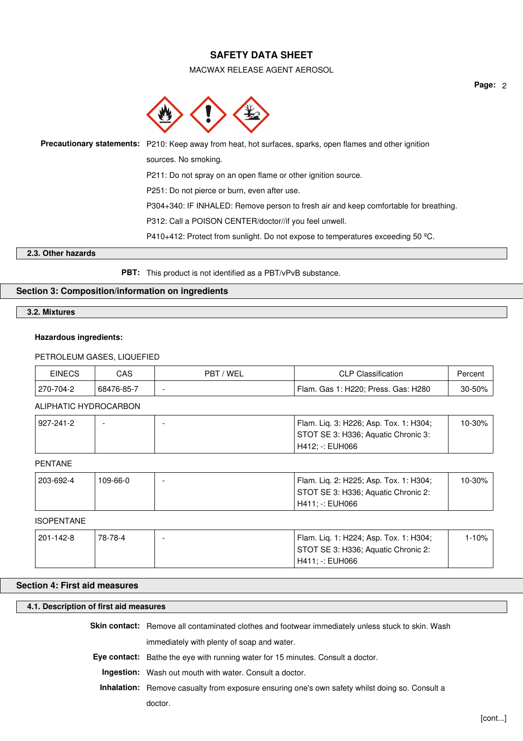**Precautionary statements:** P210: Keep away from heat, hot surfaces, sparks, open flames and other ignition sources. No smoking.

P211: Do not spray on an open flame or other ignition source.

P251: Do not pierce or burn, even after use.

P304+340: IF INHALED: Remove person to fresh air and keep comfortable for breathing.

P312: Call a POISON CENTER/doctor//if you feel unwell.

P410+412: Protect from sunlight. Do not expose to temperatures exceeding 50 ºC.

### 2.3. Other hazards

**PBT:** This product is not identified as a PBT/vPvB substance.

## Section 3: Composition/information on ingredients

### 3.2. Mixtures

**Hazardous ingredients:**

PETROLEUM GASES, LIQUEFIED

| EINECS | CAS | PBT / WEL | CLP Classification | Percent |
|---|---|---|---|---|
| 270-704-2 | 68476-85-7 | - | Flam. Gas 1: H220; Press. Gas: H280 | 30-50% |

ALIPHATIC HYDROCARBON

| EINECS | CAS | PBT / WEL | CLP Classification | Percent |
|---|---|---|---|---|
| 927-241-2 | - | - | Flam. Liq. 3: H226; Asp. Tox. 1: H304; STOT SE 3: H336; Aquatic Chronic 3: H412; -: EUH066 | 10-30% |

PENTANE

| EINECS | CAS | PBT / WEL | CLP Classification | Percent |
|---|---|---|---|---|
| 203-692-4 | 109-66-0 | - | Flam. Liq. 2: H225; Asp. Tox. 1: H304; STOT SE 3: H336; Aquatic Chronic 2: H411; -: EUH066 | 10-30% |

ISOPENTANE

| EINECS | CAS | PBT / WEL | CLP Classification | Percent |
|---|---|---|---|---|
| 201-142-8 | 78-78-4 | - | Flam. Liq. 1: H224; Asp. Tox. 1: H304; STOT SE 3: H336; Aquatic Chronic 2: H411; -: EUH066 | 1-10% |

## Section 4: First aid measures

### 4.1. Description of first aid measures

**Skin contact:** Remove all contaminated clothes and footwear immediately unless stuck to skin. Wash immediately with plenty of soap and water.

**Eye contact:** Bathe the eye with running water for 15 minutes. Consult a doctor.

**Ingestion:** Wash out mouth with water. Consult a doctor.

**Inhalation:** Remove casualty from exposure ensuring one's own safety whilst doing so. Consult a doctor.

[cont...]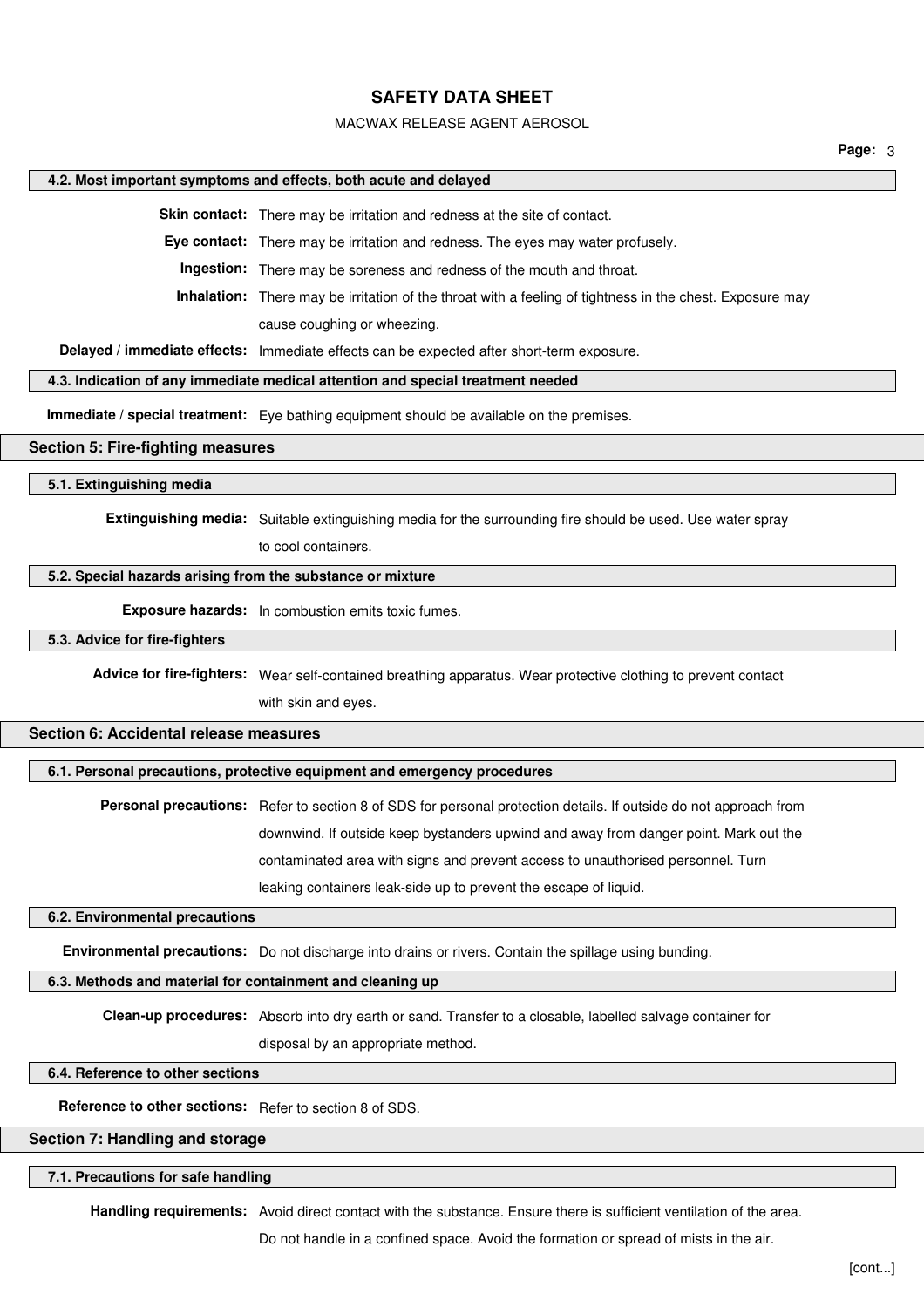### 4.2. Most important symptoms and effects, both acute and delayed

**Skin contact:** There may be irritation and redness at the site of contact.

**Eye contact:** There may be irritation and redness. The eyes may water profusely.

**Ingestion:** There may be soreness and redness of the mouth and throat.

**Inhalation:** There may be irritation of the throat with a feeling of tightness in the chest. Exposure may cause coughing or wheezing.

**Delayed / immediate effects:** Immediate effects can be expected after short-term exposure.

### 4.3. Indication of any immediate medical attention and special treatment needed

**Immediate / special treatment:** Eye bathing equipment should be available on the premises.

## Section 5: Fire-fighting measures

### 5.1. Extinguishing media

**Extinguishing media:** Suitable extinguishing media for the surrounding fire should be used. Use water spray to cool containers.

### 5.2. Special hazards arising from the substance or mixture

**Exposure hazards:** In combustion emits toxic fumes.

### 5.3. Advice for fire-fighters

**Advice for fire-fighters:** Wear self-contained breathing apparatus. Wear protective clothing to prevent contact with skin and eyes.

## Section 6: Accidental release measures

### 6.1. Personal precautions, protective equipment and emergency procedures

**Personal precautions:** Refer to section 8 of SDS for personal protection details. If outside do not approach from downwind. If outside keep bystanders upwind and away from danger point. Mark out the contaminated area with signs and prevent access to unauthorised personnel. Turn leaking containers leak-side up to prevent the escape of liquid.

### 6.2. Environmental precautions

**Environmental precautions:** Do not discharge into drains or rivers. Contain the spillage using bunding.

### 6.3. Methods and material for containment and cleaning up

**Clean-up procedures:** Absorb into dry earth or sand. Transfer to a closable, labelled salvage container for disposal by an appropriate method.

### 6.4. Reference to other sections

**Reference to other sections:** Refer to section 8 of SDS.

## Section 7: Handling and storage

### 7.1. Precautions for safe handling

**Handling requirements:** Avoid direct contact with the substance. Ensure there is sufficient ventilation of the area. Do not handle in a confined space. Avoid the formation or spread of mists in the air.

[cont...]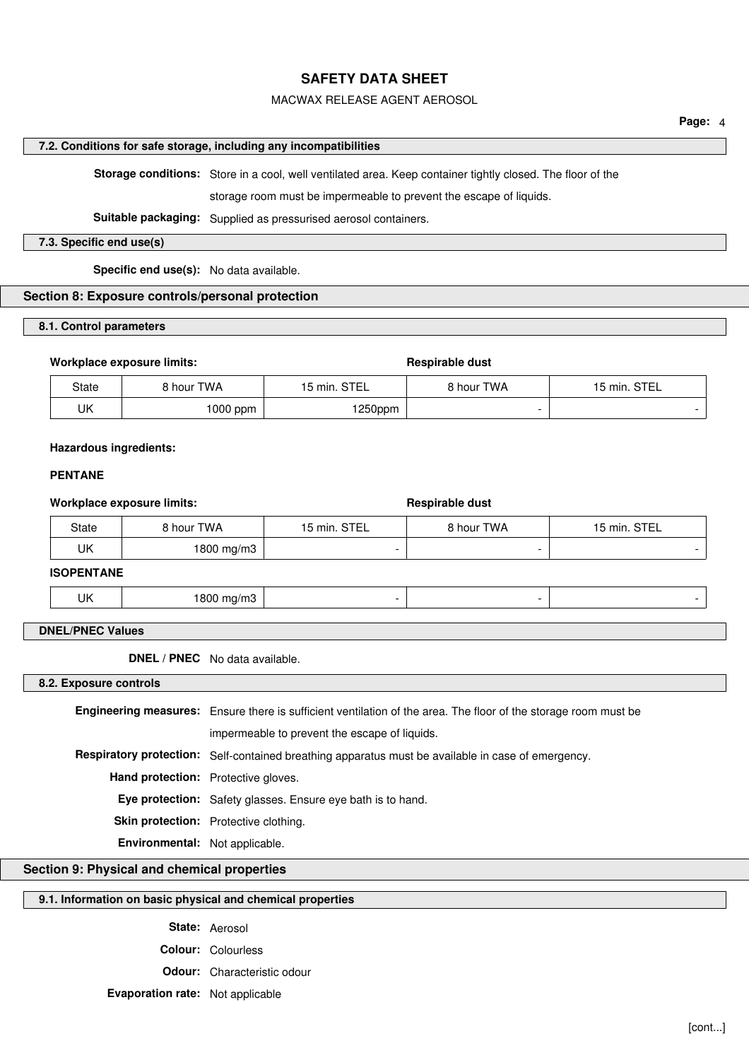### 7.2. Conditions for safe storage, including any incompatibilities

**Storage conditions:** Store in a cool, well ventilated area. Keep container tightly closed. The floor of the storage room must be impermeable to prevent the escape of liquids.

**Suitable packaging:** Supplied as pressurised aerosol containers.

### 7.3. Specific end use(s)

**Specific end use(s):** No data available.

## Section 8: Exposure controls/personal protection

### 8.1. Control parameters

**Workplace exposure limits:**

| | | | Respirable dust | |
|---|---|---|---|---|
| State | 8 hour TWA | 15 min. STEL | 8 hour TWA | 15 min. STEL |
| UK | 1000 ppm | 1250ppm | - | - |

**Hazardous ingredients:**

**PENTANE**

**Workplace exposure limits:**

| | | | Respirable dust | |
|---|---|---|---|---|
| State | 8 hour TWA | 15 min. STEL | 8 hour TWA | 15 min. STEL |
| UK | 1800 mg/m3 | - | - | - |

**ISOPENTANE**

| State | 8 hour TWA | 15 min. STEL | 8 hour TWA | 15 min. STEL |
|---|---|---|---|---|
| UK | 1800 mg/m3 | - | - | - |

### DNEL/PNEC Values

**DNEL / PNEC** No data available.

### 8.2. Exposure controls

**Engineering measures:** Ensure there is sufficient ventilation of the area. The floor of the storage room must be impermeable to prevent the escape of liquids.

**Respiratory protection:** Self-contained breathing apparatus must be available in case of emergency.

**Hand protection:** Protective gloves.

**Eye protection:** Safety glasses. Ensure eye bath is to hand.

**Skin protection:** Protective clothing.

**Environmental:** Not applicable.

## Section 9: Physical and chemical properties

### 9.1. Information on basic physical and chemical properties

**State:** Aerosol

**Colour:** Colourless

**Odour:** Characteristic odour

**Evaporation rate:** Not applicable

[cont...]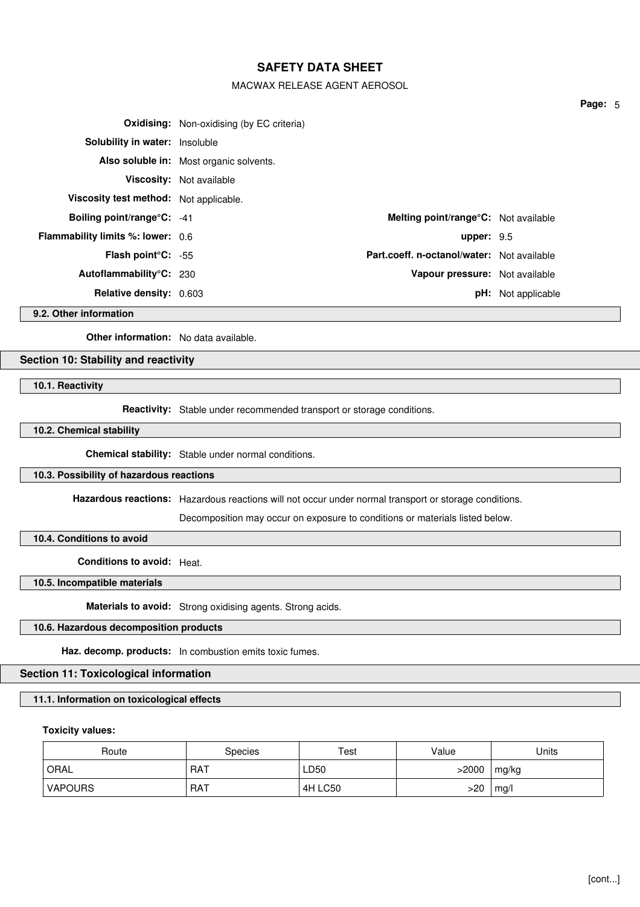**Oxidising:** Non-oxidising (by EC criteria)

**Solubility in water:** Insoluble

**Also soluble in:** Most organic solvents.

**Viscosity:** Not available

**Viscosity test method:** Not applicable.

**Boiling point/range°C:** -41 | **Melting point/range°C:** Not available

**Flammability limits %: lower:** 0.6 | **upper:** 9.5

**Flash point°C:** -55 | **Part.coeff. n-octanol/water:** Not available

**Autoflammability°C:** 230 | **Vapour pressure:** Not available

**Relative density:** 0.603 | **pH:** Not applicable

### 9.2. Other information

**Other information:** No data available.

## Section 10: Stability and reactivity

### 10.1. Reactivity

**Reactivity:** Stable under recommended transport or storage conditions.

### 10.2. Chemical stability

**Chemical stability:** Stable under normal conditions.

### 10.3. Possibility of hazardous reactions

**Hazardous reactions:** Hazardous reactions will not occur under normal transport or storage conditions.

Decomposition may occur on exposure to conditions or materials listed below.

### 10.4. Conditions to avoid

**Conditions to avoid:** Heat.

### 10.5. Incompatible materials

**Materials to avoid:** Strong oxidising agents. Strong acids.

### 10.6. Hazardous decomposition products

**Haz. decomp. products:** In combustion emits toxic fumes.

## Section 11: Toxicological information

### 11.1. Information on toxicological effects

**Toxicity values:**

| Route | Species | Test | Value | Units |
|---|---|---|---|---|
| ORAL | RAT | LD50 | >2000 | mg/kg |
| VAPOURS | RAT | 4H LC50 | >20 | mg/l |

[cont...]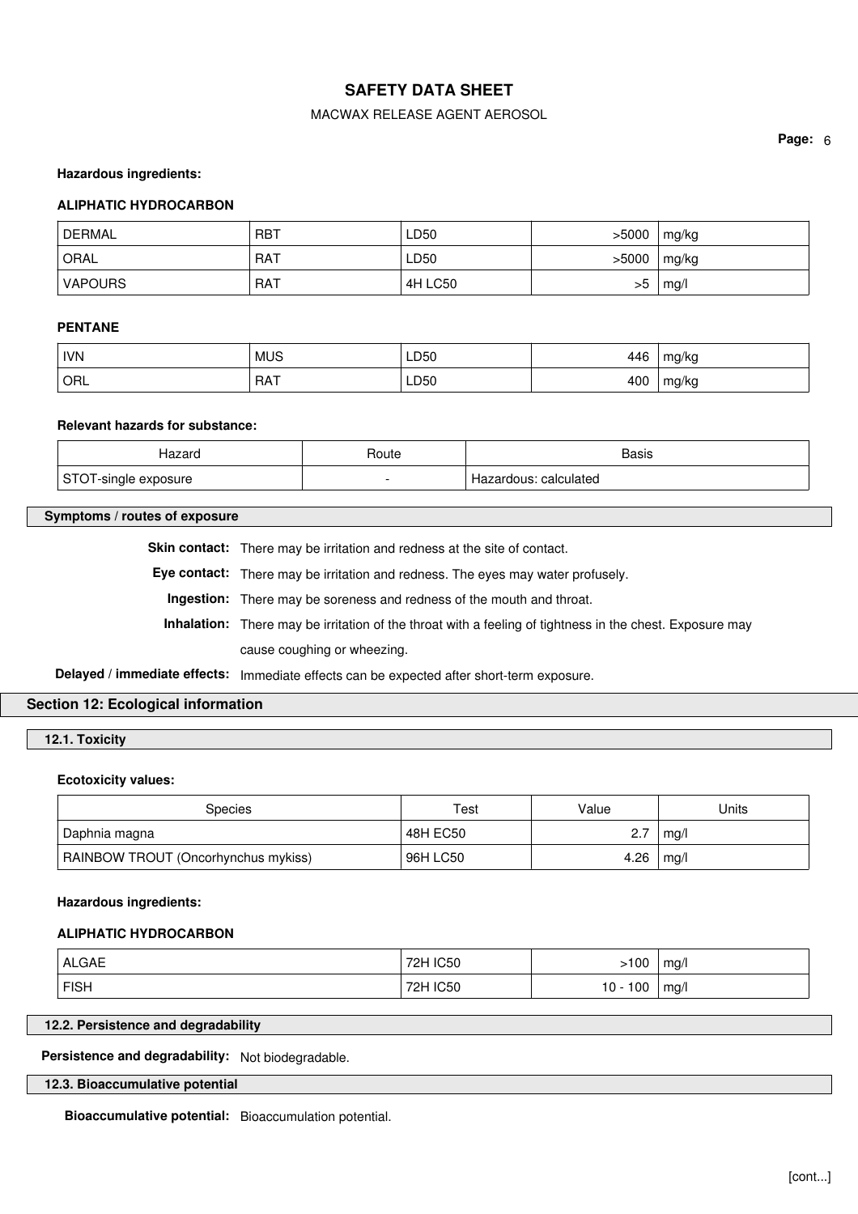**Hazardous ingredients:**

**ALIPHATIC HYDROCARBON**

| | | | | |
|---|---|---|---|---|
| DERMAL | RBT | LD50 | >5000 | mg/kg |
| ORAL | RAT | LD50 | >5000 | mg/kg |
| VAPOURS | RAT | 4H LC50 | >5 | mg/l |

**PENTANE**

| | | | | |
|---|---|---|---|---|
| IVN | MUS | LD50 | 446 | mg/kg |
| ORL | RAT | LD50 | 400 | mg/kg |

**Relevant hazards for substance:**

| Hazard | Route | Basis |
|---|---|---|
| STOT-single exposure | - | Hazardous: calculated |

### Symptoms / routes of exposure

**Skin contact:** There may be irritation and redness at the site of contact.

**Eye contact:** There may be irritation and redness. The eyes may water profusely.

**Ingestion:** There may be soreness and redness of the mouth and throat.

**Inhalation:** There may be irritation of the throat with a feeling of tightness in the chest. Exposure may cause coughing or wheezing.

**Delayed / immediate effects:** Immediate effects can be expected after short-term exposure.

## Section 12: Ecological information

### 12.1. Toxicity

**Ecotoxicity values:**

| Species | Test | Value | Units |
|---|---|---|---|
| Daphnia magna | 48H EC50 | 2.7 | mg/l |
| RAINBOW TROUT (Oncorhynchus mykiss) | 96H LC50 | 4.26 | mg/l |

**Hazardous ingredients:**

**ALIPHATIC HYDROCARBON**

| | | | |
|---|---|---|---|
| ALGAE | 72H IC50 | >100 | mg/l |
| FISH | 72H IC50 | 10 - 100 | mg/l |

### 12.2. Persistence and degradability

**Persistence and degradability:** Not biodegradable.

### 12.3. Bioaccumulative potential

**Bioaccumulative potential:** Bioaccumulation potential.

[cont...]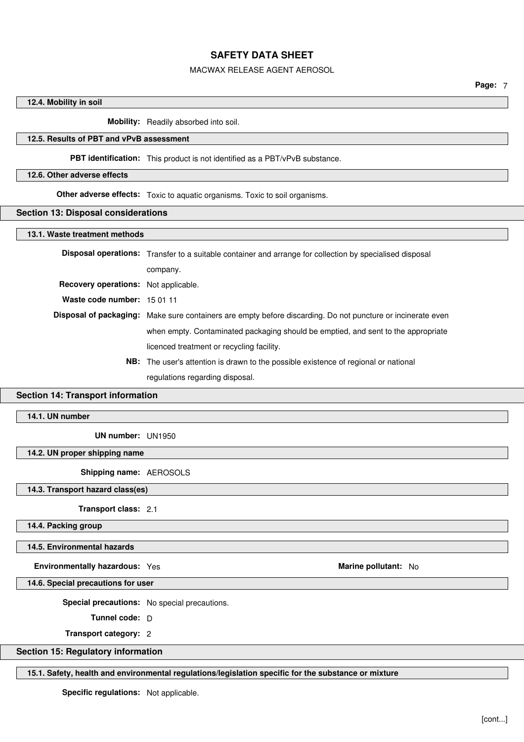### 12.4. Mobility in soil

**Mobility:** Readily absorbed into soil.

### 12.5. Results of PBT and vPvB assessment

**PBT identification:** This product is not identified as a PBT/vPvB substance.

### 12.6. Other adverse effects

**Other adverse effects:** Toxic to aquatic organisms. Toxic to soil organisms.

## Section 13: Disposal considerations

### 13.1. Waste treatment methods

**Disposal operations:** Transfer to a suitable container and arrange for collection by specialised disposal company.

**Recovery operations:** Not applicable.

**Waste code number:** 15 01 11

**Disposal of packaging:** Make sure containers are empty before discarding. Do not puncture or incinerate even when empty. Contaminated packaging should be emptied, and sent to the appropriate licenced treatment or recycling facility.

**NB:** The user's attention is drawn to the possible existence of regional or national regulations regarding disposal.

## Section 14: Transport information

### 14.1. UN number

**UN number:** UN1950

### 14.2. UN proper shipping name

**Shipping name:** AEROSOLS

### 14.3. Transport hazard class(es)

**Transport class:** 2.1

### 14.4. Packing group

### 14.5. Environmental hazards

**Environmentally hazardous:** Yes

**Marine pollutant:** No

### 14.6. Special precautions for user

**Special precautions:** No special precautions.

**Tunnel code:** D

**Transport category:** 2

## Section 15: Regulatory information

### 15.1. Safety, health and environmental regulations/legislation specific for the substance or mixture

**Specific regulations:** Not applicable.

[cont...]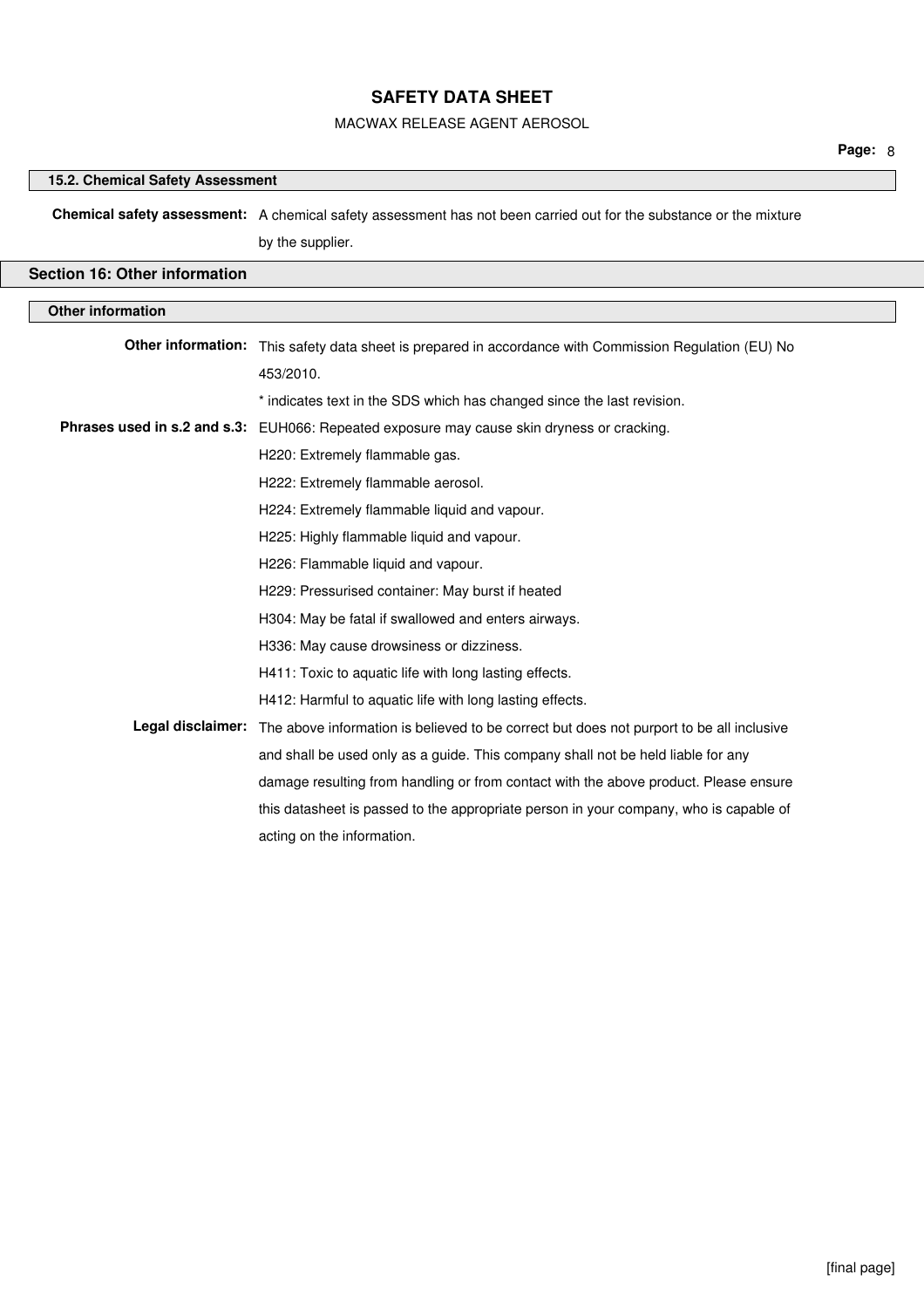### 15.2. Chemical Safety Assessment

**Chemical safety assessment:** A chemical safety assessment has not been carried out for the substance or the mixture by the supplier.

## Section 16: Other information

### Other information

**Other information:** This safety data sheet is prepared in accordance with Commission Regulation (EU) No 453/2010.

* indicates text in the SDS which has changed since the last revision.

**Phrases used in s.2 and s.3:** EUH066: Repeated exposure may cause skin dryness or cracking.

H220: Extremely flammable gas.

H222: Extremely flammable aerosol.

H224: Extremely flammable liquid and vapour.

H225: Highly flammable liquid and vapour.

H226: Flammable liquid and vapour.

H229: Pressurised container: May burst if heated

H304: May be fatal if swallowed and enters airways.

H336: May cause drowsiness or dizziness.

H411: Toxic to aquatic life with long lasting effects.

H412: Harmful to aquatic life with long lasting effects.

**Legal disclaimer:** The above information is believed to be correct but does not purport to be all inclusive and shall be used only as a guide. This company shall not be held liable for any damage resulting from handling or from contact with the above product. Please ensure this datasheet is passed to the appropriate person in your company, who is capable of acting on the information.